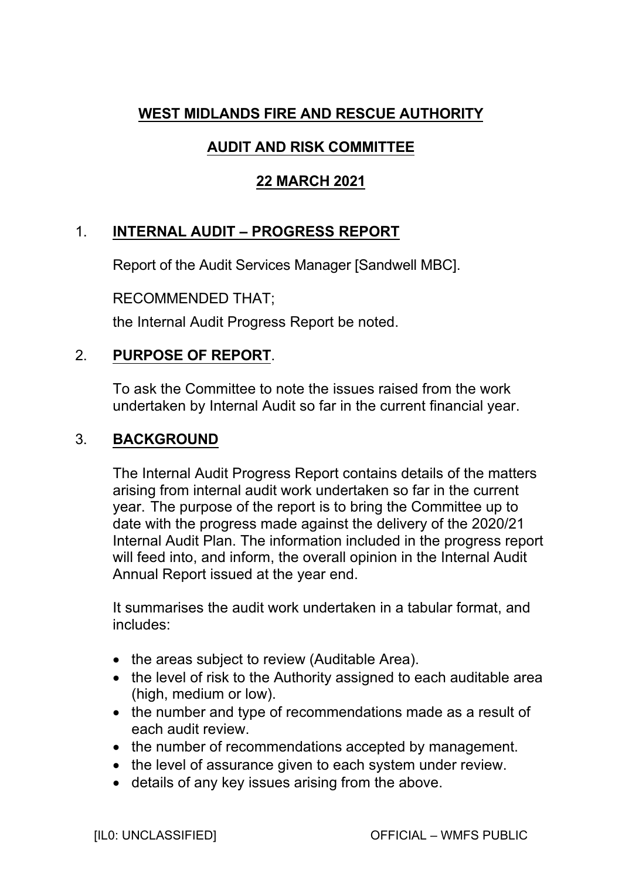# WEST MIDLANDS FIRE AND RESCUE AUTHORITY

## AUDIT AND RISK COMMITTEE

## 22 MARCH 2021

## 1. INTERNAL AUDIT – PROGRESS REPORT

Report of the Audit Services Manager [Sandwell MBC].

RECOMMENDED THAT;

the Internal Audit Progress Report be noted.

## 2. PURPOSE OF REPORT.

To ask the Committee to note the issues raised from the work undertaken by Internal Audit so far in the current financial year.

## 3. BACKGROUND

The Internal Audit Progress Report contains details of the matters arising from internal audit work undertaken so far in the current year. The purpose of the report is to bring the Committee up to date with the progress made against the delivery of the 2020/21 Internal Audit Plan. The information included in the progress report will feed into, and inform, the overall opinion in the Internal Audit Annual Report issued at the year end.

It summarises the audit work undertaken in a tabular format, and includes:

- the areas subject to review (Auditable Area).
- the level of risk to the Authority assigned to each auditable area (high, medium or low).
- the number and type of recommendations made as a result of each audit review.
- the number of recommendations accepted by management.
- the level of assurance given to each system under review.
- details of any key issues arising from the above.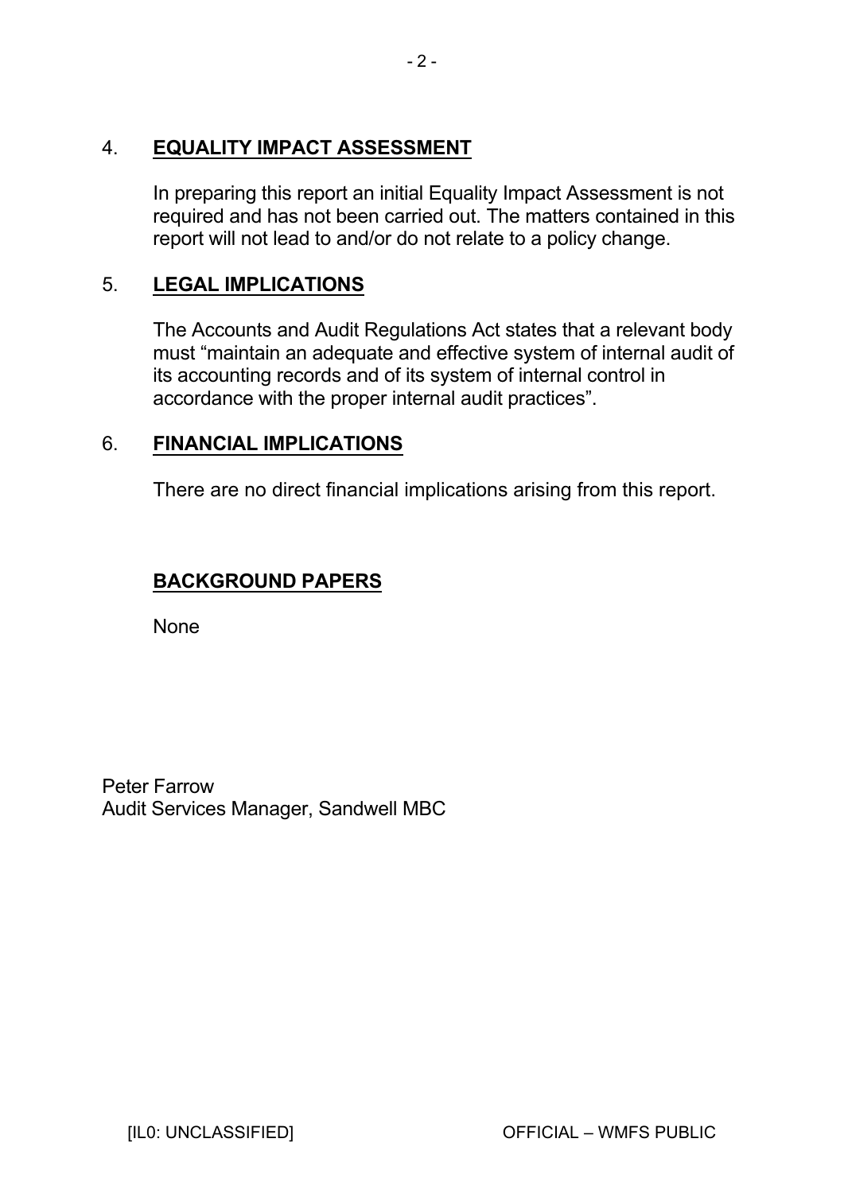## 4. **EQUALITY IMPACT ASSESSMENT**

In preparing this report an initial Equality Impact Assessment is not required and has not been carried out. The matters contained in this report will not lead to and/or do not relate to a policy change.

## 5. **LEGAL IMPLICATIONS**

The Accounts and Audit Regulations Act states that a relevant body must "maintain an adequate and effective system of internal audit of its accounting records and of its system of internal control in accordance with the proper internal audit practices".

## 6. **FINANCIAL IMPLICATIONS**

There are no direct financial implications arising from this report.

## **BACKGROUND PAPERS**

None

Peter Farrow
Audit Services Manager, Sandwell MBC

[IL0: UNCLASSIFIED] OFFICIAL – WMFS PUBLIC